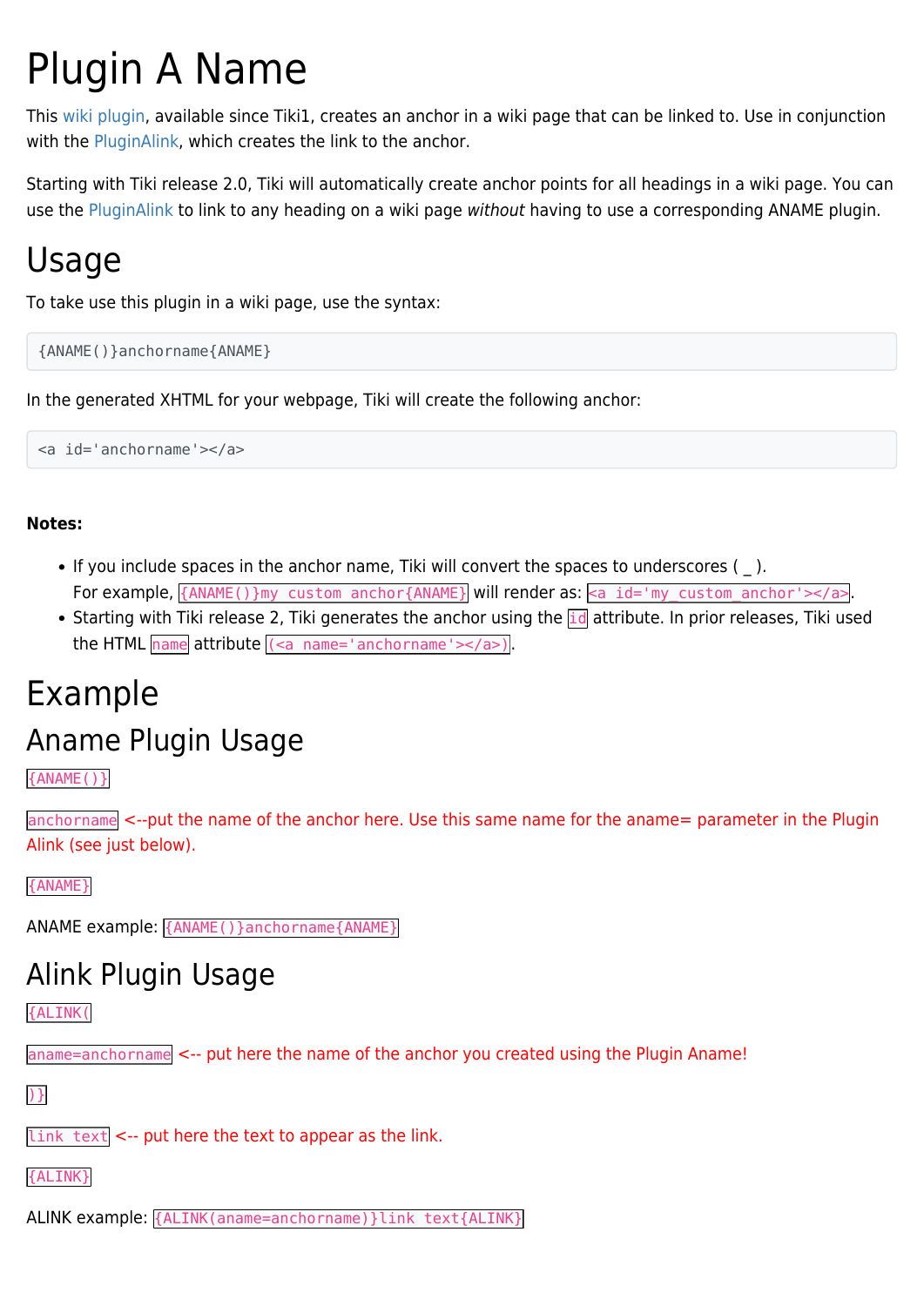# Plugin A Name

This wiki plugin, available since Tiki1, creates an anchor in a wiki page that can be linked to. Use in conjunction with the PluginAlink, which creates the link to the anchor.

Starting with Tiki release 2.0, Tiki will automatically create anchor points for all headings in a wiki page. You can use the PluginAlink to link to any heading on a wiki page *without* having to use a corresponding ANAME plugin.

# Usage

To take use this plugin in a wiki page, use the syntax:

```
{ANAME()}anchorname{ANAME}
```

In the generated XHTML for your webpage, Tiki will create the following anchor:

```
<a id='anchorname'></a>
```

**Notes:**

- If you include spaces in the anchor name, Tiki will convert the spaces to underscores ( _ ).
  For example, `{ANAME()}my custom anchor{ANAME}` will render as: `<a id='my_custom_anchor'></a>`.
- Starting with Tiki release 2, Tiki generates the anchor using the `id` attribute. In prior releases, Tiki used the HTML `name` attribute `(<a name='anchorname'></a>)`.

# Example

## Aname Plugin Usage

`{ANAME()}`

`anchorname` <--put the name of the anchor here. Use this same name for the aname= parameter in the Plugin Alink (see just below).

`{ANAME}`

ANAME example: `{ANAME()}anchorname{ANAME}`

## Alink Plugin Usage

`{ALINK(`

`aname=anchorname` <-- put here the name of the anchor you created using the Plugin Aname!

`)}`

`link text` <-- put here the text to appear as the link.

`{ALINK}`

ALINK example: `{ALINK(aname=anchorname)}link text{ALINK}`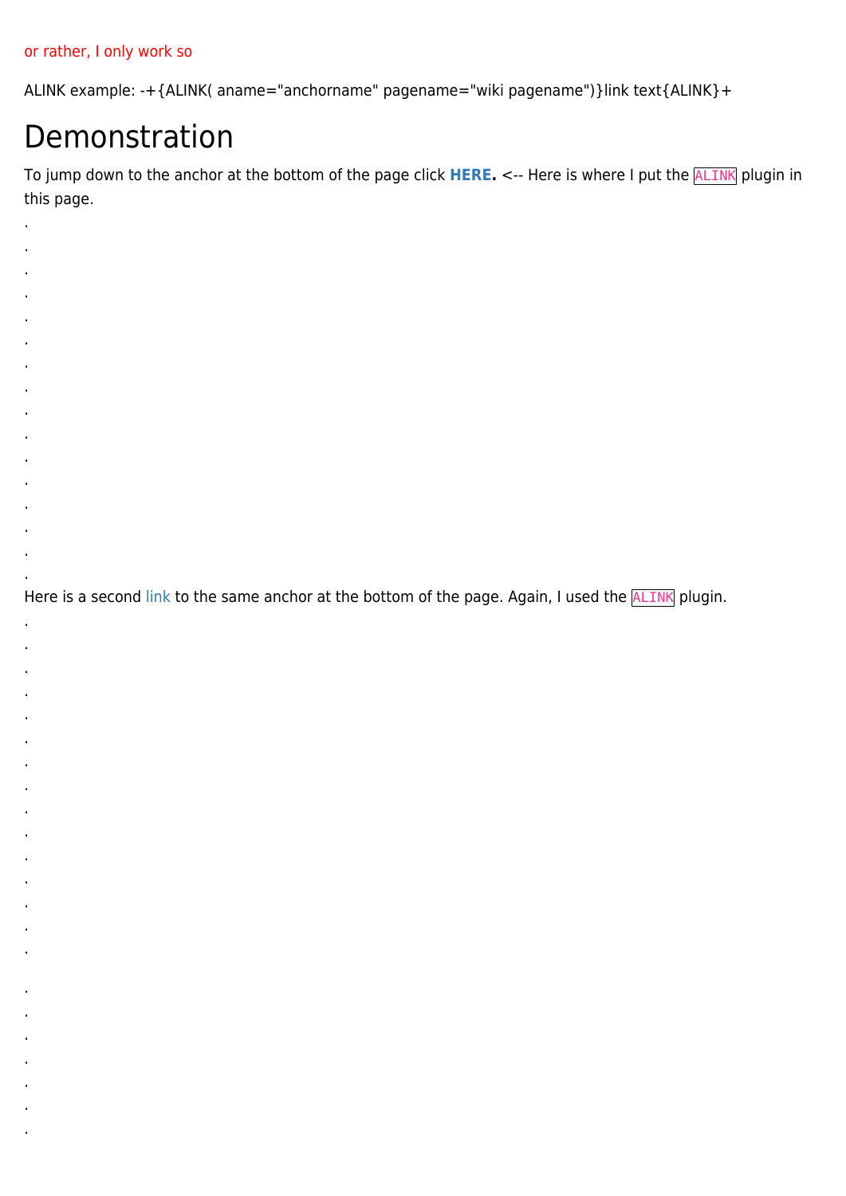or rather, I only work so

ALINK example: -+{ALINK( aname="anchorname" pagename="wiki pagename")}link text{ALINK}+

# Demonstration

To jump down to the anchor at the bottom of the page click **HERE.** <-- Here is where I put the `ALINK` plugin in this page.

.

.

.

.

.

.

.

.

.

.

.

.

.

.

.

.

Here is a second link to the same anchor at the bottom of the page. Again, I used the `ALINK` plugin.

.

.

.

.

.

.

.

.

.

.

.

.

.

.

.

.

.

.

.

.

.

.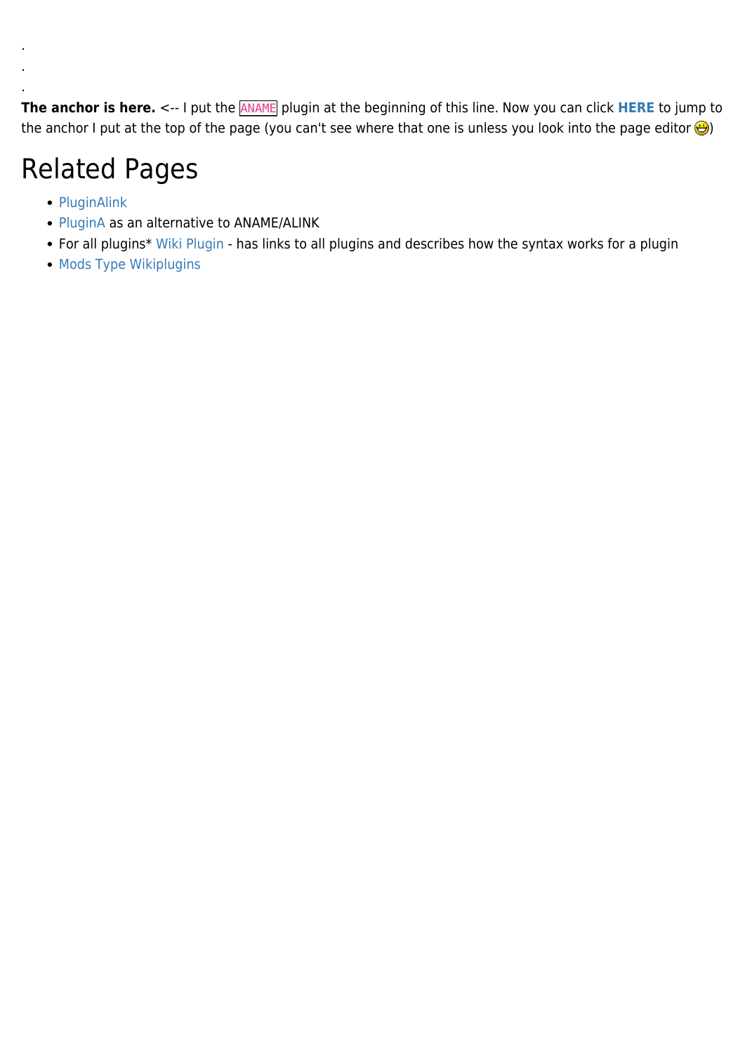.

.

.

**The anchor is here.** <-- I put the ANAME plugin at the beginning of this line. Now you can click **HERE** to jump to the anchor I put at the top of the page (you can't see where that one is unless you look into the page editor 😀)

# Related Pages

- PluginAlink
- PluginA as an alternative to ANAME/ALINK
- For all plugins* Wiki Plugin - has links to all plugins and describes how the syntax works for a plugin
- Mods Type Wikiplugins